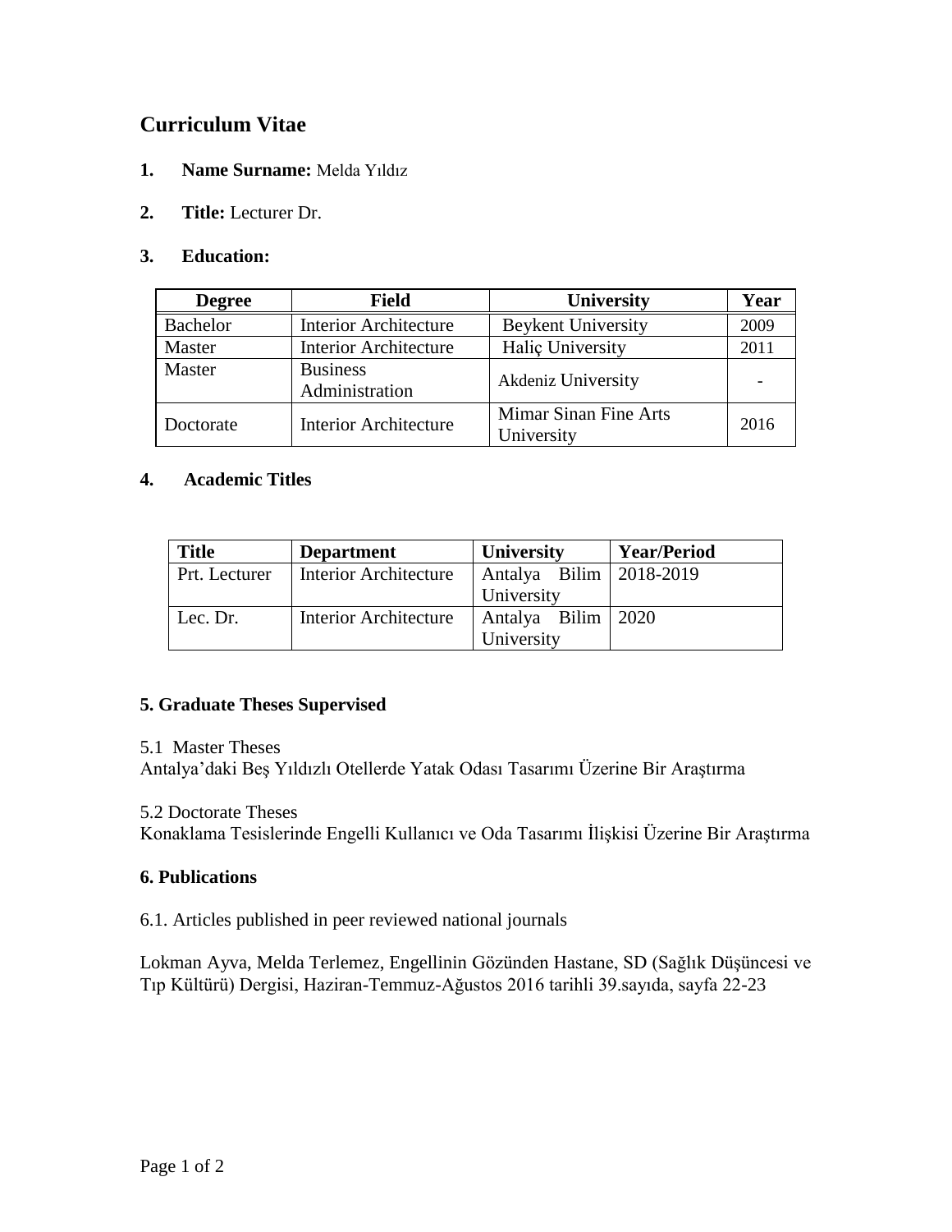# Curriculum Vitae

1. **Name Surname:** Melda Yıldız

2. **Title:** Lecturer Dr.

3. **Education:**

| Degree | Field | University | Year |
|---|---|---|---|
| Bachelor | Interior Architecture | Beykent University | 2009 |
| Master | Interior Architecture | Haliç University | 2011 |
| Master | Business Administration | Akdeniz University | - |
| Doctorate | Interior Architecture | Mimar Sinan Fine Arts University | 2016 |

4. **Academic Titles**

| Title | Department | University | Year/Period |
|---|---|---|---|
| Prt. Lecturer | Interior Architecture | Antalya Bilim University | 2018-2019 |
| Lec. Dr. | Interior Architecture | Antalya Bilim University | 2020 |

### 5. Graduate Theses Supervised

5.1 Master Theses
Antalya'daki Beş Yıldızlı Otellerde Yatak Odası Tasarımı Üzerine Bir Araştırma

5.2 Doctorate Theses
Konaklama Tesislerinde Engelli Kullanıcı ve Oda Tasarımı İlişkisi Üzerine Bir Araştırma

### 6. Publications

6.1. Articles published in peer reviewed national journals

Lokman Ayva, Melda Terlemez, Engellinin Gözünden Hastane, SD (Sağlık Düşüncesi ve Tıp Kültürü) Dergisi, Haziran-Temmuz-Ağustos 2016 tarihli 39.sayıda, sayfa 22-23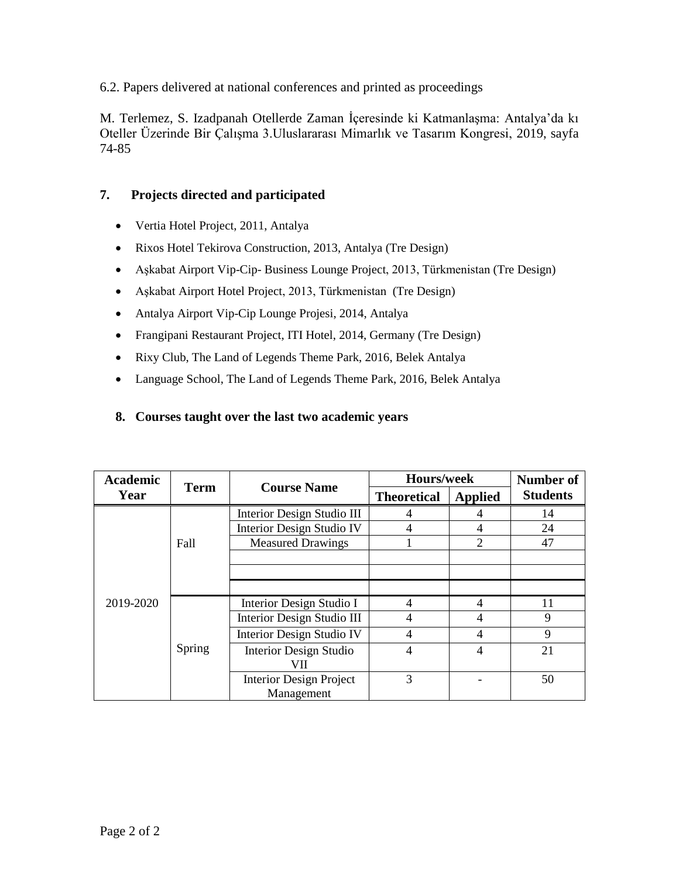6.2. Papers delivered at national conferences and printed as proceedings

M. Terlemez, S. Izadpanah Otellerde Zaman İçeresinde ki Katmanlaşma: Antalya'da kı Oteller Üzerinde Bir Çalışma 3.Uluslararası Mimarlık ve Tasarım Kongresi, 2019, sayfa 74-85

## 7. Projects directed and participated

- Vertia Hotel Project, 2011, Antalya
- Rixos Hotel Tekirova Construction, 2013, Antalya (Tre Design)
- Aşkabat Airport Vip-Cip- Business Lounge Project, 2013, Türkmenistan (Tre Design)
- Aşkabat Airport Hotel Project, 2013, Türkmenistan (Tre Design)
- Antalya Airport Vip-Cip Lounge Projesi, 2014, Antalya
- Frangipani Restaurant Project, ITI Hotel, 2014, Germany (Tre Design)
- Rixy Club, The Land of Legends Theme Park, 2016, Belek Antalya
- Language School, The Land of Legends Theme Park, 2016, Belek Antalya

## 8. Courses taught over the last two academic years

| Academic Year | Term | Course Name | Hours/week | | Number of Students |
|---|---|---|---|---|---|
| | | | Theoretical | Applied | |
| 2019-2020 | Fall | Interior Design Studio III | 4 | 4 | 14 |
| | | Interior Design Studio IV | 4 | 4 | 24 |
| | | Measured Drawings | 1 | 2 | 47 |
| | | | | | |
| | | | | | |
| | | | | | |
| | Spring | Interior Design Studio I | 4 | 4 | 11 |
| | | Interior Design Studio III | 4 | 4 | 9 |
| | | Interior Design Studio IV | 4 | 4 | 9 |
| | | Interior Design Studio VII | 4 | 4 | 21 |
| | | Interior Design Project Management | 3 | - | 50 |